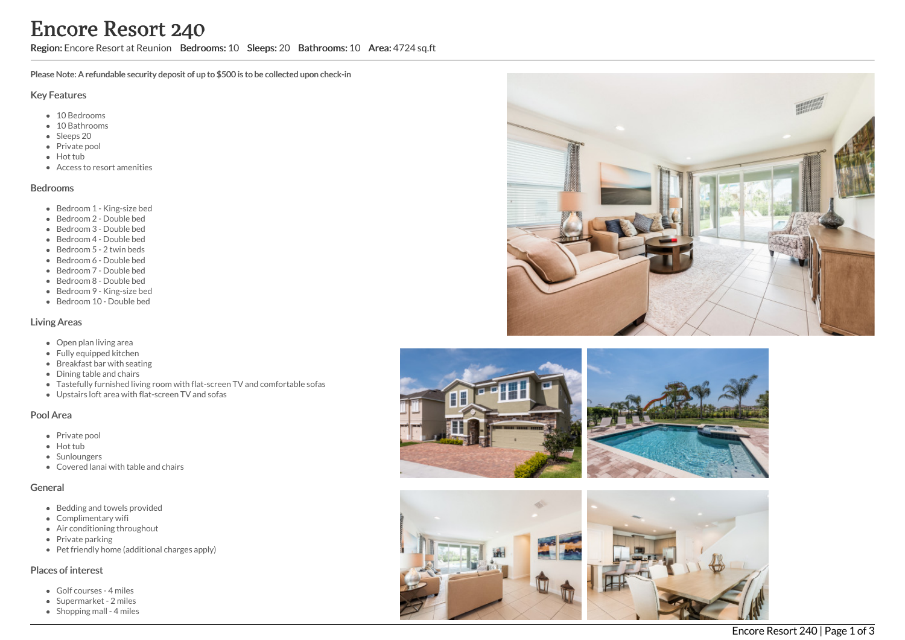# Encore Resort 240

**Region:** Encore Resort at Reunion **Bedrooms:** 10 **Sleeps:** 20 **Bathrooms:** 10 **Area:** 4724 sq.ft

**Please Note: A refundable security deposit of up to $500 is to be collected upon check-in**

## Key Features

- 10 Bedrooms
- 10 Bathrooms
- Sleeps 20
- Private pool
- Hot tub
- Access to resort amenities

## Bedrooms

- Bedroom 1 - King-size bed
- Bedroom 2 - Double bed
- Bedroom 3 - Double bed
- Bedroom 4 - Double bed
- Bedroom 5 - 2 twin beds
- Bedroom 6 - Double bed
- Bedroom 7 - Double bed
- Bedroom 8 - Double bed
- Bedroom 9 - King-size bed
- Bedroom 10 - Double bed

## Living Areas

- Open plan living area
- Fully equipped kitchen
- Breakfast bar with seating
- Dining table and chairs
- Tastefully furnished living room with flat-screen TV and comfortable sofas
- Upstairs loft area with flat-screen TV and sofas

## Pool Area

- Private pool
- Hot tub
- Sunloungers
- Covered lanai with table and chairs

## General

- Bedding and towels provided
- Complimentary wifi
- Air conditioning throughout
- Private parking
- Pet friendly home (additional charges apply)

## Places of interest

- Golf courses - 4 miles
- Supermarket - 2 miles
- Shopping mall - 4 miles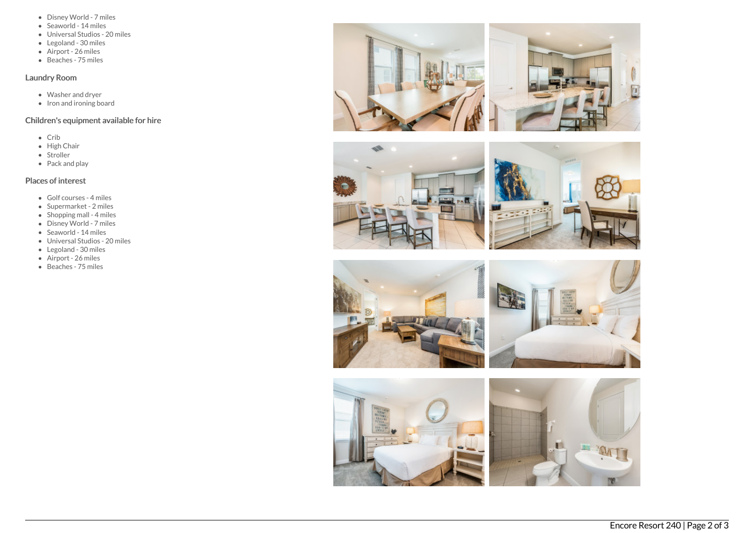- Disney World - 7 miles
- Seaworld - 14 miles
- Universal Studios - 20 miles
- Legoland - 30 miles
- Airport - 26 miles
- Beaches - 75 miles

### Laundry Room

- Washer and dryer
- Iron and ironing board

### Children's equipment available for hire

- Crib
- High Chair
- Stroller
- Pack and play

### Places of interest

- Golf courses - 4 miles
- Supermarket - 2 miles
- Shopping mall - 4 miles
- Disney World - 7 miles
- Seaworld - 14 miles
- Universal Studios - 20 miles
- Legoland - 30 miles
- Airport - 26 miles
- Beaches - 75 miles